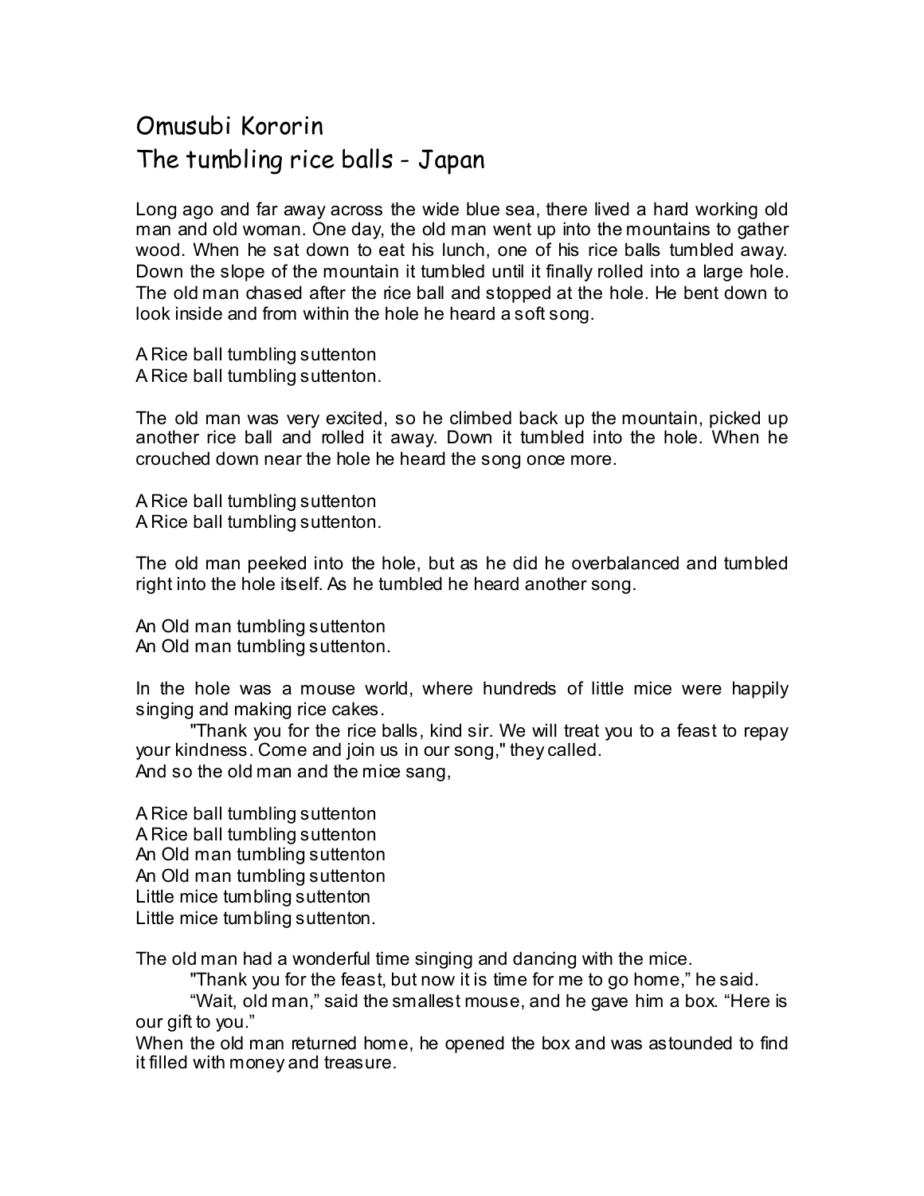# Omusubi Kororin
## The tumbling rice balls - Japan

Long ago and far away across the wide blue sea, there lived a hard working old man and old woman. One day, the old man went up into the mountains to gather wood. When he sat down to eat his lunch, one of his rice balls tumbled away. Down the slope of the mountain it tumbled until it finally rolled into a large hole. The old man chased after the rice ball and stopped at the hole. He bent down to look inside and from within the hole he heard a soft song.

A Rice ball tumbling suttenton
A Rice ball tumbling suttenton.

The old man was very excited, so he climbed back up the mountain, picked up another rice ball and rolled it away. Down it tumbled into the hole. When he crouched down near the hole he heard the song once more.

A Rice ball tumbling suttenton
A Rice ball tumbling suttenton.

The old man peeked into the hole, but as he did he overbalanced and tumbled right into the hole itself. As he tumbled he heard another song.

An Old man tumbling suttenton
An Old man tumbling suttenton.

In the hole was a mouse world, where hundreds of little mice were happily singing and making rice cakes.

"Thank you for the rice balls, kind sir. We will treat you to a feast to repay your kindness. Come and join us in our song," they called.

And so the old man and the mice sang,

A Rice ball tumbling suttenton
A Rice ball tumbling suttenton
An Old man tumbling suttenton
An Old man tumbling suttenton
Little mice tumbling suttenton
Little mice tumbling suttenton.

The old man had a wonderful time singing and dancing with the mice.

"Thank you for the feast, but now it is time for me to go home," he said.

"Wait, old man," said the smallest mouse, and he gave him a box. "Here is our gift to you."

When the old man returned home, he opened the box and was astounded to find it filled with money and treasure.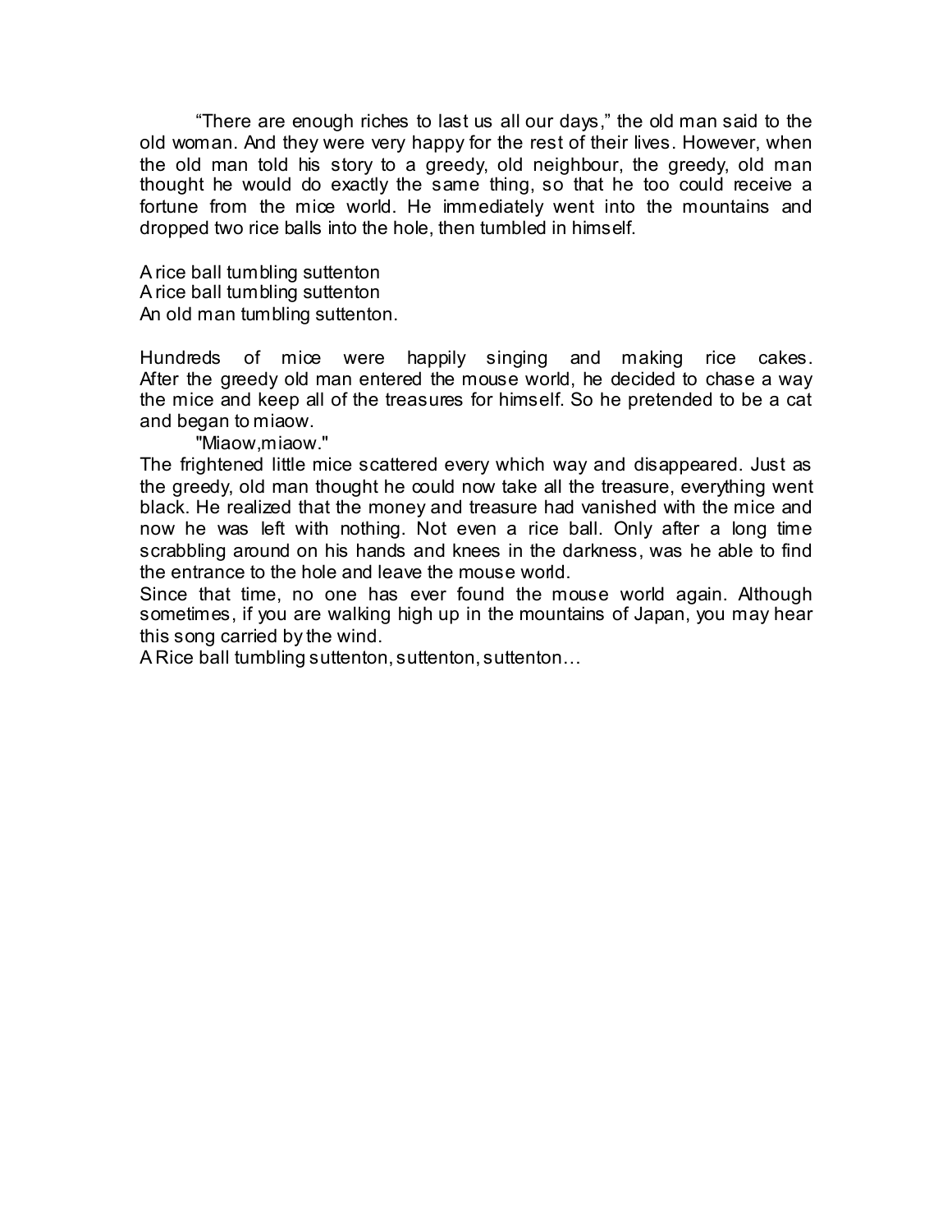“There are enough riches to last us all our days,” the old man said to the old woman. And they were very happy for the rest of their lives. However, when the old man told his story to a greedy, old neighbour, the greedy, old man thought he would do exactly the same thing, so that he too could receive a fortune from the mice world. He immediately went into the mountains and dropped two rice balls into the hole, then tumbled in himself.

A rice ball tumbling suttenton  
A rice ball tumbling suttenton  
An old man tumbling suttenton.

Hundreds of mice were happily singing and making rice cakes. After the greedy old man entered the mouse world, he decided to chase a way the mice and keep all of the treasures for himself. So he pretended to be a cat and began to miaow.

"Miaow,miaow."

The frightened little mice scattered every which way and disappeared. Just as the greedy, old man thought he could now take all the treasure, everything went black. He realized that the money and treasure had vanished with the mice and now he was left with nothing. Not even a rice ball. Only after a long time scrabbling around on his hands and knees in the darkness, was he able to find the entrance to the hole and leave the mouse world.

Since that time, no one has ever found the mouse world again. Although sometimes, if you are walking high up in the mountains of Japan, you may hear this song carried by the wind.

A Rice ball tumbling suttenton, suttenton, suttenton…